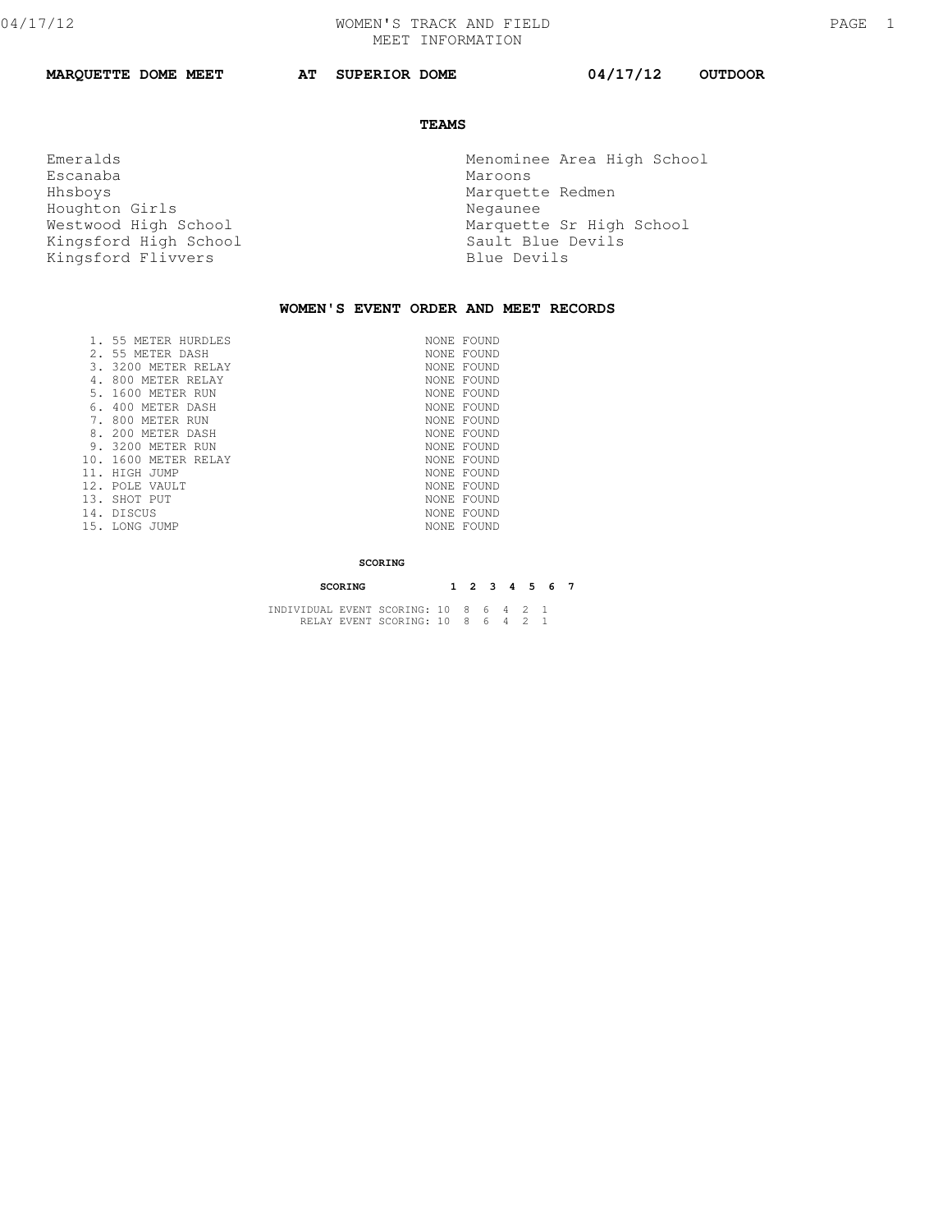# WOMEN'S TRACK AND FIELD
## MEET INFORMATION

**MARQUETTE DOME MEET AT SUPERIOR DOME 04/17/12 OUTDOOR**

### TEAMS

Emeralds
Escanaba
Hhsboys
Houghton Girls
Westwood High School
Kingsford High School
Kingsford Flivvers
Menominee Area High School
Maroons
Marquette Redmen
Negaunee
Marquette Sr High School
Sault Blue Devils
Blue Devils

### WOMEN'S EVENT ORDER AND MEET RECORDS

| Event | Record |
|---|---|
| 1. 55 METER HURDLES | NONE FOUND |
| 2. 55 METER DASH | NONE FOUND |
| 3. 3200 METER RELAY | NONE FOUND |
| 4. 800 METER RELAY | NONE FOUND |
| 5. 1600 METER RUN | NONE FOUND |
| 6. 400 METER DASH | NONE FOUND |
| 7. 800 METER RUN | NONE FOUND |
| 8. 200 METER DASH | NONE FOUND |
| 9. 3200 METER RUN | NONE FOUND |
| 10. 1600 METER RELAY | NONE FOUND |
| 11. HIGH JUMP | NONE FOUND |
| 12. POLE VAULT | NONE FOUND |
| 13. SHOT PUT | NONE FOUND |
| 14. DISCUS | NONE FOUND |
| 15. LONG JUMP | NONE FOUND |

### SCORING

| SCORING | 1 | 2 | 3 | 4 | 5 | 6 | 7 |
|---|---|---|---|---|---|---|---|
| INDIVIDUAL EVENT SCORING: | 10 | 8 | 6 | 4 | 2 | 1 | |
| RELAY EVENT SCORING: | 10 | 8 | 6 | 4 | 2 | 1 | |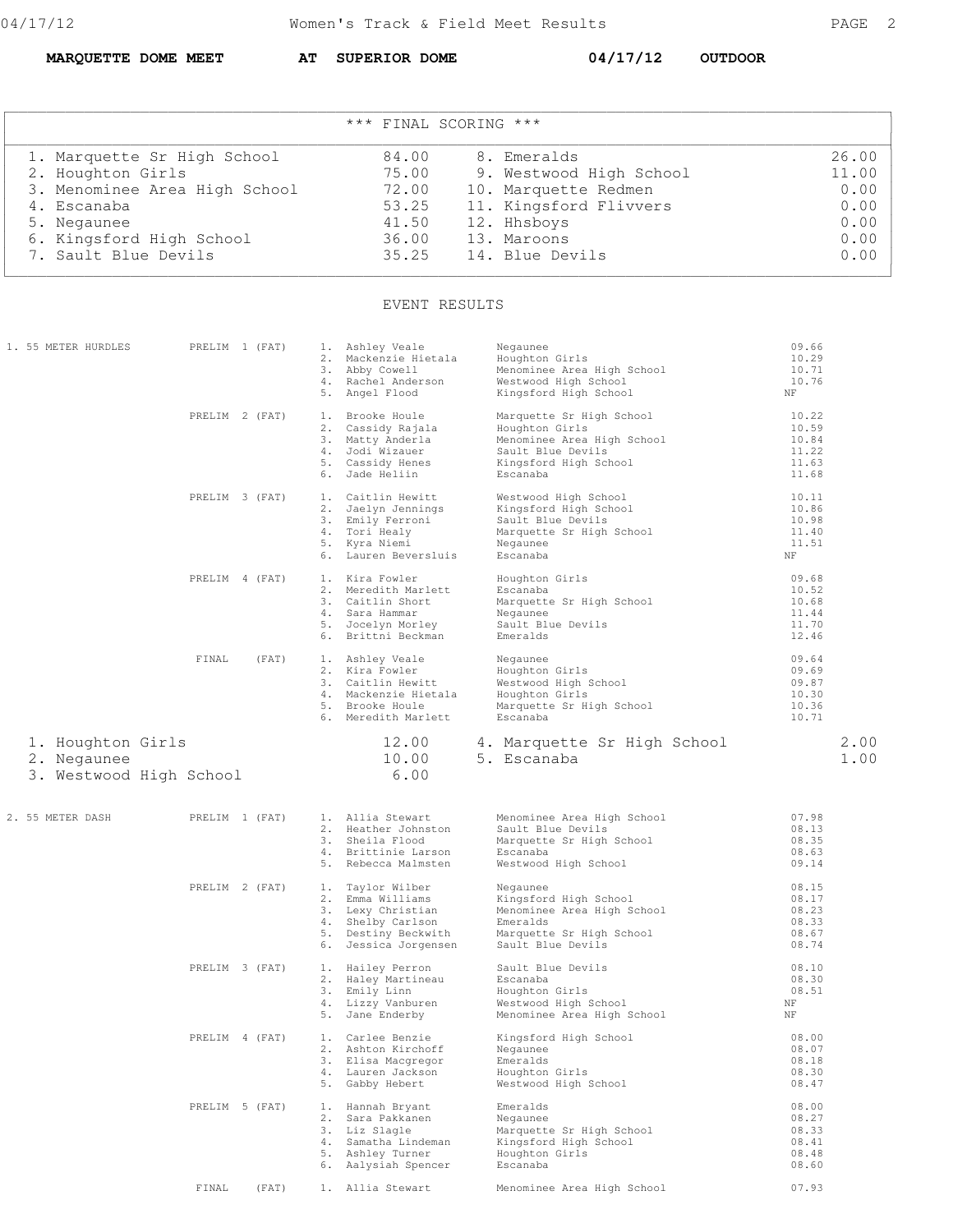**MARQUETTE DOME MEET AT SUPERIOR DOME 04/17/12 OUTDOOR**

## *** FINAL SCORING ***

| Place | Team | Points | Place | Team | Points |
|---|---|---|---|---|---|
| 1. | Marquette Sr High School | 84.00 | 8. | Emeralds | 26.00 |
| 2. | Houghton Girls | 75.00 | 9. | Westwood High School | 11.00 |
| 3. | Menominee Area High School | 72.00 | 10. | Marquette Redmen | 0.00 |
| 4. | Escanaba | 53.25 | 11. | Kingsford Flivvers | 0.00 |
| 5. | Negaunee | 41.50 | 12. | Hhsboys | 0.00 |
| 6. | Kingsford High School | 36.00 | 13. | Maroons | 0.00 |
| 7. | Sault Blue Devils | 35.25 | 14. | Blue Devils | 0.00 |

## EVENT RESULTS

### 1. 55 METER HURDLES

| Round | Place | Name | Team | Time |
|---|---|---|---|---|
| PRELIM 1 (FAT) | 1. | Ashley Veale | Negaunee | 09.66 |
| | 2. | Mackenzie Hietala | Houghton Girls | 10.29 |
| | 3. | Abby Cowell | Menominee Area High School | 10.71 |
| | 4. | Rachel Anderson | Westwood High School | 10.76 |
| | 5. | Angel Flood | Kingsford High School | NF |
| PRELIM 2 (FAT) | 1. | Brooke Houle | Marquette Sr High School | 10.22 |
| | 2. | Cassidy Rajala | Houghton Girls | 10.59 |
| | 3. | Matty Anderla | Menominee Area High School | 10.84 |
| | 4. | Jodi Wizauer | Sault Blue Devils | 11.22 |
| | 5. | Cassidy Henes | Kingsford High School | 11.63 |
| | 6. | Jade Heliin | Escanaba | 11.68 |
| PRELIM 3 (FAT) | 1. | Caitlin Hewitt | Westwood High School | 10.11 |
| | 2. | Jaelyn Jennings | Kingsford High School | 10.86 |
| | 3. | Emily Ferroni | Sault Blue Devils | 10.98 |
| | 4. | Tori Healy | Marquette Sr High School | 11.40 |
| | 5. | Kyra Niemi | Negaunee | 11.51 |
| | 6. | Lauren Beversluis | Escanaba | NF |
| PRELIM 4 (FAT) | 1. | Kira Fowler | Houghton Girls | 09.68 |
| | 2. | Meredith Marlett | Escanaba | 10.52 |
| | 3. | Caitlin Short | Marquette Sr High School | 10.68 |
| | 4. | Sara Hammar | Negaunee | 11.44 |
| | 5. | Jocelyn Morley | Sault Blue Devils | 11.70 |
| | 6. | Brittni Beckman | Emeralds | 12.46 |
| FINAL (FAT) | 1. | Ashley Veale | Negaunee | 09.64 |
| | 2. | Kira Fowler | Houghton Girls | 09.69 |
| | 3. | Caitlin Hewitt | Westwood High School | 09.87 |
| | 4. | Mackenzie Hietala | Houghton Girls | 10.30 |
| | 5. | Brooke Houle | Marquette Sr High School | 10.36 |
| | 6. | Meredith Marlett | Escanaba | 10.71 |

| Place | Team | Points | Place | Team | Points |
|---|---|---|---|---|---|
| 1. | Houghton Girls | 12.00 | 4. | Marquette Sr High School | 2.00 |
| 2. | Negaunee | 10.00 | 5. | Escanaba | 1.00 |
| 3. | Westwood High School | 6.00 | | | |

### 2. 55 METER DASH

| Round | Place | Name | Team | Time |
|---|---|---|---|---|
| PRELIM 1 (FAT) | 1. | Allia Stewart | Menominee Area High School | 07.98 |
| | 2. | Heather Johnston | Sault Blue Devils | 08.13 |
| | 3. | Sheila Flood | Marquette Sr High School | 08.35 |
| | 4. | Brittinie Larson | Escanaba | 08.63 |
| | 5. | Rebecca Malmsten | Westwood High School | 09.14 |
| PRELIM 2 (FAT) | 1. | Taylor Wilber | Negaunee | 08.15 |
| | 2. | Emma Williams | Kingsford High School | 08.17 |
| | 3. | Lexy Christian | Menominee Area High School | 08.23 |
| | 4. | Shelby Carlson | Emeralds | 08.33 |
| | 5. | Destiny Beckwith | Marquette Sr High School | 08.67 |
| | 6. | Jessica Jorgensen | Sault Blue Devils | 08.74 |
| PRELIM 3 (FAT) | 1. | Hailey Perron | Sault Blue Devils | 08.10 |
| | 2. | Haley Martineau | Escanaba | 08.30 |
| | 3. | Emily Linn | Houghton Girls | 08.51 |
| | 4. | Lizzy Vanburen | Westwood High School | NF |
| | 5. | Jane Enderby | Menominee Area High School | NF |
| PRELIM 4 (FAT) | 1. | Carlee Benzie | Kingsford High School | 08.00 |
| | 2. | Ashton Kirchoff | Negaunee | 08.07 |
| | 3. | Elisa Macgregor | Emeralds | 08.18 |
| | 4. | Lauren Jackson | Houghton Girls | 08.30 |
| | 5. | Gabby Hebert | Westwood High School | 08.47 |
| PRELIM 5 (FAT) | 1. | Hannah Bryant | Emeralds | 08.00 |
| | 2. | Sara Pakkanen | Negaunee | 08.27 |
| | 3. | Liz Slagle | Marquette Sr High School | 08.33 |
| | 4. | Samatha Lindeman | Kingsford High School | 08.41 |
| | 5. | Ashley Turner | Houghton Girls | 08.48 |
| | 6. | Aalysiah Spencer | Escanaba | 08.60 |
| FINAL (FAT) | 1. | Allia Stewart | Menominee Area High School | 07.93 |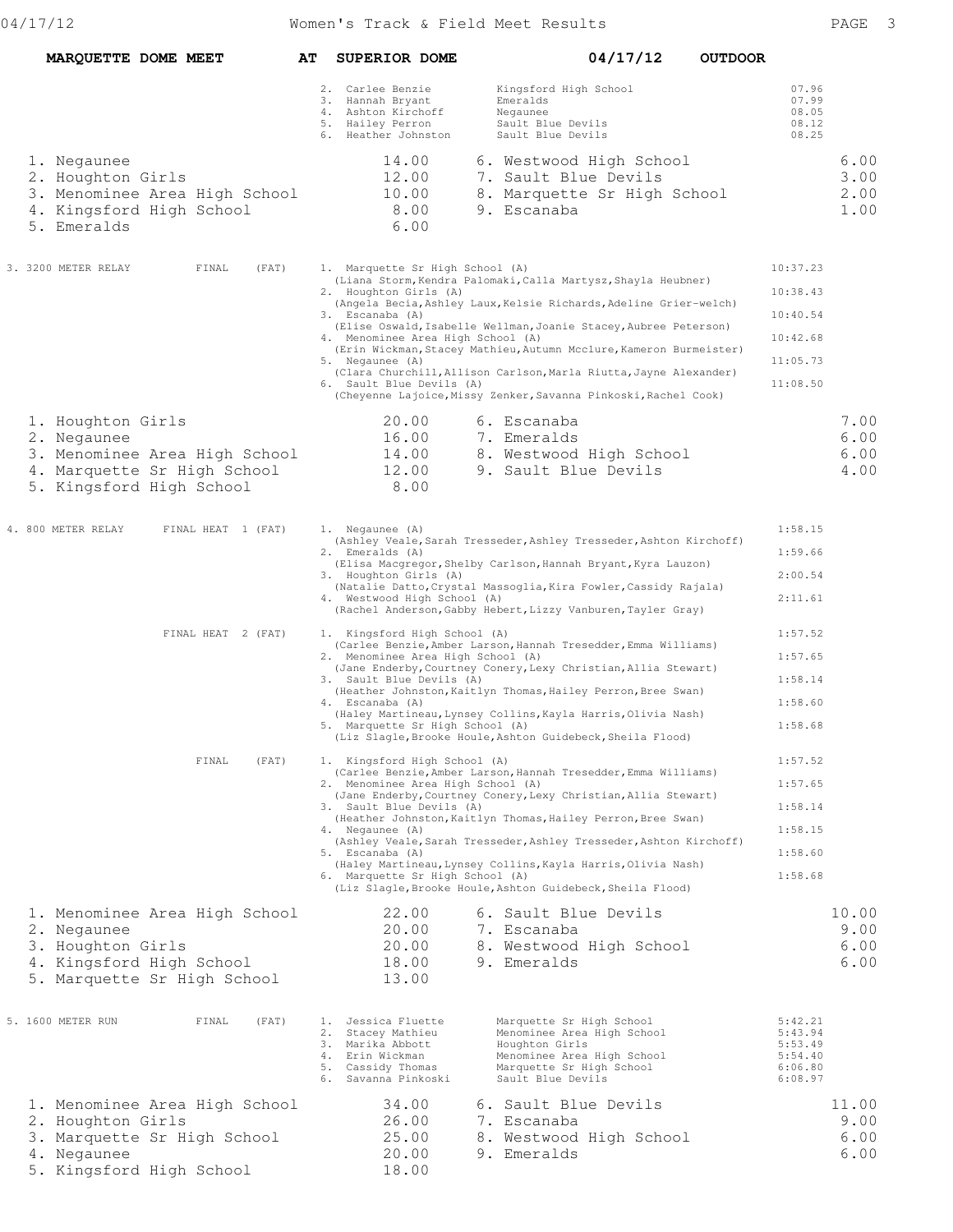**MARQUETTE DOME MEET** **AT SUPERIOR DOME** **04/17/12** **OUTDOOR**

| Place | Name | School | Time |
|---|---|---|---|
| 2. | Carlee Benzie | Kingsford High School | 07.96 |
| 3. | Hannah Bryant | Emeralds | 07.99 |
| 4. | Ashton Kirchoff | Negaunee | 08.05 |
| 5. | Hailey Perron | Sault Blue Devils | 08.12 |
| 6. | Heather Johnston | Sault Blue Devils | 08.25 |

| Team | Points | Team | Points |
|---|---|---|---|
| 1. Negaunee | 14.00 | 6. Westwood High School | 6.00 |
| 2. Houghton Girls | 12.00 | 7. Sault Blue Devils | 3.00 |
| 3. Menominee Area High School | 10.00 | 8. Marquette Sr High School | 2.00 |
| 4. Kingsford High School | 8.00 | 9. Escanaba | 1.00 |
| 5. Emeralds | 6.00 | | |

## 3. 3200 METER RELAY FINAL (FAT)

1. Marquette Sr High School (A) — 10:37.23
   (Liana Storm, Kendra Palomaki, Calla Martysz, Shayla Heubner)
2. Houghton Girls (A) — 10:38.43
   (Angela Becia, Ashley Laux, Kelsie Richards, Adeline Grier-welch)
3. Escanaba (A) — 10:40.54
   (Elise Oswald, Isabelle Wellman, Joanie Stacey, Aubree Peterson)
4. Menominee Area High School (A) — 10:42.68
   (Erin Wickman, Stacey Mathieu, Autumn Mcclure, Kameron Burmeister)
5. Negaunee (A) — 11:05.73
   (Clara Churchill, Allison Carlson, Marla Riutta, Jayne Alexander)
6. Sault Blue Devils (A) — 11:08.50
   (Cheyenne Lajoice, Missy Zenker, Savanna Pinkoski, Rachel Cook)

| Team | Points | Team | Points |
|---|---|---|---|
| 1. Houghton Girls | 20.00 | 6. Escanaba | 7.00 |
| 2. Negaunee | 16.00 | 7. Emeralds | 6.00 |
| 3. Menominee Area High School | 14.00 | 8. Westwood High School | 6.00 |
| 4. Marquette Sr High School | 12.00 | 9. Sault Blue Devils | 4.00 |
| 5. Kingsford High School | 8.00 | | |

## 4. 800 METER RELAY

### FINAL HEAT 1 (FAT)

1. Negaunee (A) — 1:58.15
   (Ashley Veale, Sarah Tresseder, Ashley Tresseder, Ashton Kirchoff)
2. Emeralds (A) — 1:59.66
   (Elisa Macgregor, Shelby Carlson, Hannah Bryant, Kyra Lauzon)
3. Houghton Girls (A) — 2:00.54
   (Natalie Datto, Crystal Massoglia, Kira Fowler, Cassidy Rajala)
4. Westwood High School (A) — 2:11.61
   (Rachel Anderson, Gabby Hebert, Lizzy Vanburen, Tayler Gray)

### FINAL HEAT 2 (FAT)

1. Kingsford High School (A) — 1:57.52
   (Carlee Benzie, Amber Larson, Hannah Tresedder, Emma Williams)
2. Menominee Area High School (A) — 1:57.65
   (Jane Enderby, Courtney Conery, Lexy Christian, Allia Stewart)
3. Sault Blue Devils (A) — 1:58.14
   (Heather Johnston, Kaitlyn Thomas, Hailey Perron, Bree Swan)
4. Escanaba (A) — 1:58.60
   (Haley Martineau, Lynsey Collins, Kayla Harris, Olivia Nash)
5. Marquette Sr High School (A) — 1:58.68
   (Liz Slagle, Brooke Houle, Ashton Guidebeck, Sheila Flood)

### FINAL (FAT)

1. Kingsford High School (A) — 1:57.52
   (Carlee Benzie, Amber Larson, Hannah Tresedder, Emma Williams)
2. Menominee Area High School (A) — 1:57.65
   (Jane Enderby, Courtney Conery, Lexy Christian, Allia Stewart)
3. Sault Blue Devils (A) — 1:58.14
   (Heather Johnston, Kaitlyn Thomas, Hailey Perron, Bree Swan)
4. Negaunee (A) — 1:58.15
   (Ashley Veale, Sarah Tresseder, Ashley Tresseder, Ashton Kirchoff)
5. Escanaba (A) — 1:58.60
   (Haley Martineau, Lynsey Collins, Kayla Harris, Olivia Nash)
6. Marquette Sr High School (A) — 1:58.68
   (Liz Slagle, Brooke Houle, Ashton Guidebeck, Sheila Flood)

| Team | Points | Team | Points |
|---|---|---|---|
| 1. Menominee Area High School | 22.00 | 6. Sault Blue Devils | 10.00 |
| 2. Negaunee | 20.00 | 7. Escanaba | 9.00 |
| 3. Houghton Girls | 20.00 | 8. Westwood High School | 6.00 |
| 4. Kingsford High School | 18.00 | 9. Emeralds | 6.00 |
| 5. Marquette Sr High School | 13.00 | | |

## 5. 1600 METER RUN FINAL (FAT)

| Place | Name | School | Time |
|---|---|---|---|
| 1. | Jessica Fluette | Marquette Sr High School | 5:42.21 |
| 2. | Stacey Mathieu | Menominee Area High School | 5:43.94 |
| 3. | Marika Abbott | Houghton Girls | 5:53.49 |
| 4. | Erin Wickman | Menominee Area High School | 5:54.40 |
| 5. | Cassidy Thomas | Marquette Sr High School | 6:06.80 |
| 6. | Savanna Pinkoski | Sault Blue Devils | 6:08.97 |

| Team | Points | Team | Points |
|---|---|---|---|
| 1. Menominee Area High School | 34.00 | 6. Sault Blue Devils | 11.00 |
| 2. Houghton Girls | 26.00 | 7. Escanaba | 9.00 |
| 3. Marquette Sr High School | 25.00 | 8. Westwood High School | 6.00 |
| 4. Negaunee | 20.00 | 9. Emeralds | 6.00 |
| 5. Kingsford High School | 18.00 | | |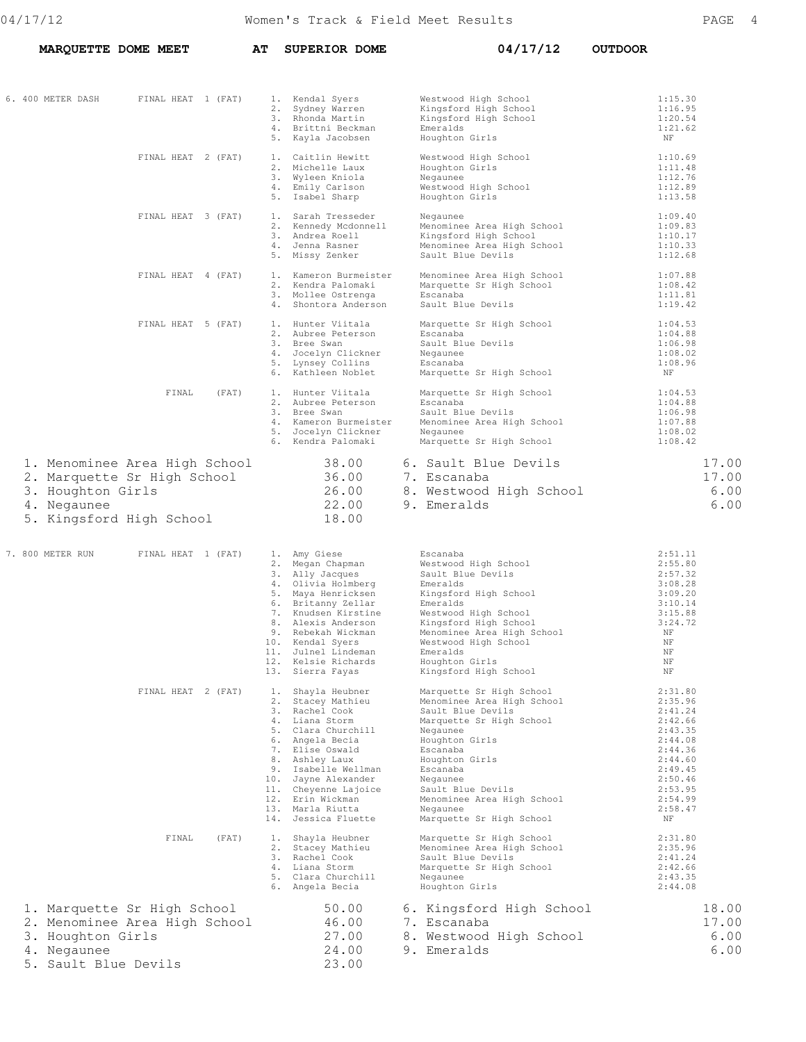**MARQUETTE DOME MEET AT SUPERIOR DOME 04/17/12 OUTDOOR**

## 6. 400 METER DASH

**FINAL HEAT 1 (FAT)**

| Place | Name | School | Time |
| --- | --- | --- | --- |
| 1. | Kendal Syers | Westwood High School | 1:15.30 |
| 2. | Sydney Warren | Kingsford High School | 1:16.95 |
| 3. | Rhonda Martin | Kingsford High School | 1:20.54 |
| 4. | Brittni Beckman | Emeralds | 1:21.62 |
| 5. | Kayla Jacobsen | Houghton Girls | NF |

**FINAL HEAT 2 (FAT)**

| Place | Name | School | Time |
| --- | --- | --- | --- |
| 1. | Caitlin Hewitt | Westwood High School | 1:10.69 |
| 2. | Michelle Laux | Houghton Girls | 1:11.48 |
| 3. | Wyleen Kniola | Negaunee | 1:12.76 |
| 4. | Emily Carlson | Westwood High School | 1:12.89 |
| 5. | Isabel Sharp | Houghton Girls | 1:13.58 |

**FINAL HEAT 3 (FAT)**

| Place | Name | School | Time |
| --- | --- | --- | --- |
| 1. | Sarah Tresseder | Negaunee | 1:09.40 |
| 2. | Kennedy Mcdonnell | Menominee Area High School | 1:09.83 |
| 3. | Andrea Roell | Kingsford High School | 1:10.17 |
| 4. | Jenna Rasner | Menominee Area High School | 1:10.33 |
| 5. | Missy Zenker | Sault Blue Devils | 1:12.68 |

**FINAL HEAT 4 (FAT)**

| Place | Name | School | Time |
| --- | --- | --- | --- |
| 1. | Kameron Burmeister | Menominee Area High School | 1:07.88 |
| 2. | Kendra Palomaki | Marquette Sr High School | 1:08.42 |
| 3. | Mollee Ostrenga | Escanaba | 1:11.81 |
| 4. | Shontora Anderson | Sault Blue Devils | 1:19.42 |

**FINAL HEAT 5 (FAT)**

| Place | Name | School | Time |
| --- | --- | --- | --- |
| 1. | Hunter Viitala | Marquette Sr High School | 1:04.53 |
| 2. | Aubree Peterson | Escanaba | 1:04.88 |
| 3. | Bree Swan | Sault Blue Devils | 1:06.98 |
| 4. | Jocelyn Clickner | Negaunee | 1:08.02 |
| 5. | Lynsey Collins | Escanaba | 1:08.96 |
| 6. | Kathleen Noblet | Marquette Sr High School | NF |

**FINAL (FAT)**

| Place | Name | School | Time |
| --- | --- | --- | --- |
| 1. | Hunter Viitala | Marquette Sr High School | 1:04.53 |
| 2. | Aubree Peterson | Escanaba | 1:04.88 |
| 3. | Bree Swan | Sault Blue Devils | 1:06.98 |
| 4. | Kameron Burmeister | Menominee Area High School | 1:07.88 |
| 5. | Jocelyn Clickner | Negaunee | 1:08.02 |
| 6. | Kendra Palomaki | Marquette Sr High School | 1:08.42 |

| Team | Points | Team | Points |
| --- | --- | --- | --- |
| 1. Menominee Area High School | 38.00 | 6. Sault Blue Devils | 17.00 |
| 2. Marquette Sr High School | 36.00 | 7. Escanaba | 17.00 |
| 3. Houghton Girls | 26.00 | 8. Westwood High School | 6.00 |
| 4. Negaunee | 22.00 | 9. Emeralds | 6.00 |
| 5. Kingsford High School | 18.00 | | |

## 7. 800 METER RUN

**FINAL HEAT 1 (FAT)**

| Place | Name | School | Time |
| --- | --- | --- | --- |
| 1. | Amy Giese | Escanaba | 2:51.11 |
| 2. | Megan Chapman | Westwood High School | 2:55.80 |
| 3. | Ally Jacques | Sault Blue Devils | 2:57.32 |
| 4. | Olivia Holmberg | Emeralds | 3:08.28 |
| 5. | Maya Henricksen | Kingsford High School | 3:09.20 |
| 6. | Britanny Zellar | Emeralds | 3:10.14 |
| 7. | Knudsen Kirstine | Westwood High School | 3:15.88 |
| 8. | Alexis Anderson | Kingsford High School | 3:24.72 |
| 9. | Rebekah Wickman | Menominee Area High School | NF |
| 10. | Kendal Syers | Westwood High School | NF |
| 11. | Julnel Lindeman | Emeralds | NF |
| 12. | Kelsie Richards | Houghton Girls | NF |
| 13. | Sierra Fayas | Kingsford High School | NF |

**FINAL HEAT 2 (FAT)**

| Place | Name | School | Time |
| --- | --- | --- | --- |
| 1. | Shayla Heubner | Marquette Sr High School | 2:31.80 |
| 2. | Stacey Mathieu | Menominee Area High School | 2:35.96 |
| 3. | Rachel Cook | Sault Blue Devils | 2:41.24 |
| 4. | Liana Storm | Marquette Sr High School | 2:42.66 |
| 5. | Clara Churchill | Negaunee | 2:43.35 |
| 6. | Angela Becia | Houghton Girls | 2:44.08 |
| 7. | Elise Oswald | Escanaba | 2:44.36 |
| 8. | Ashley Laux | Houghton Girls | 2:44.60 |
| 9. | Isabelle Wellman | Escanaba | 2:49.45 |
| 10. | Jayne Alexander | Negaunee | 2:50.46 |
| 11. | Cheyenne Lajoice | Sault Blue Devils | 2:53.95 |
| 12. | Erin Wickman | Menominee Area High School | 2:54.99 |
| 13. | Marla Riutta | Negaunee | 2:58.47 |
| 14. | Jessica Fluette | Marquette Sr High School | NF |

**FINAL (FAT)**

| Place | Name | School | Time |
| --- | --- | --- | --- |
| 1. | Shayla Heubner | Marquette Sr High School | 2:31.80 |
| 2. | Stacey Mathieu | Menominee Area High School | 2:35.96 |
| 3. | Rachel Cook | Sault Blue Devils | 2:41.24 |
| 4. | Liana Storm | Marquette Sr High School | 2:42.66 |
| 5. | Clara Churchill | Negaunee | 2:43.35 |
| 6. | Angela Becia | Houghton Girls | 2:44.08 |

| Team | Points | Team | Points |
| --- | --- | --- | --- |
| 1. Marquette Sr High School | 50.00 | 6. Kingsford High School | 18.00 |
| 2. Menominee Area High School | 46.00 | 7. Escanaba | 17.00 |
| 3. Houghton Girls | 27.00 | 8. Westwood High School | 6.00 |
| 4. Negaunee | 24.00 | 9. Emeralds | 6.00 |
| 5. Sault Blue Devils | 23.00 | | |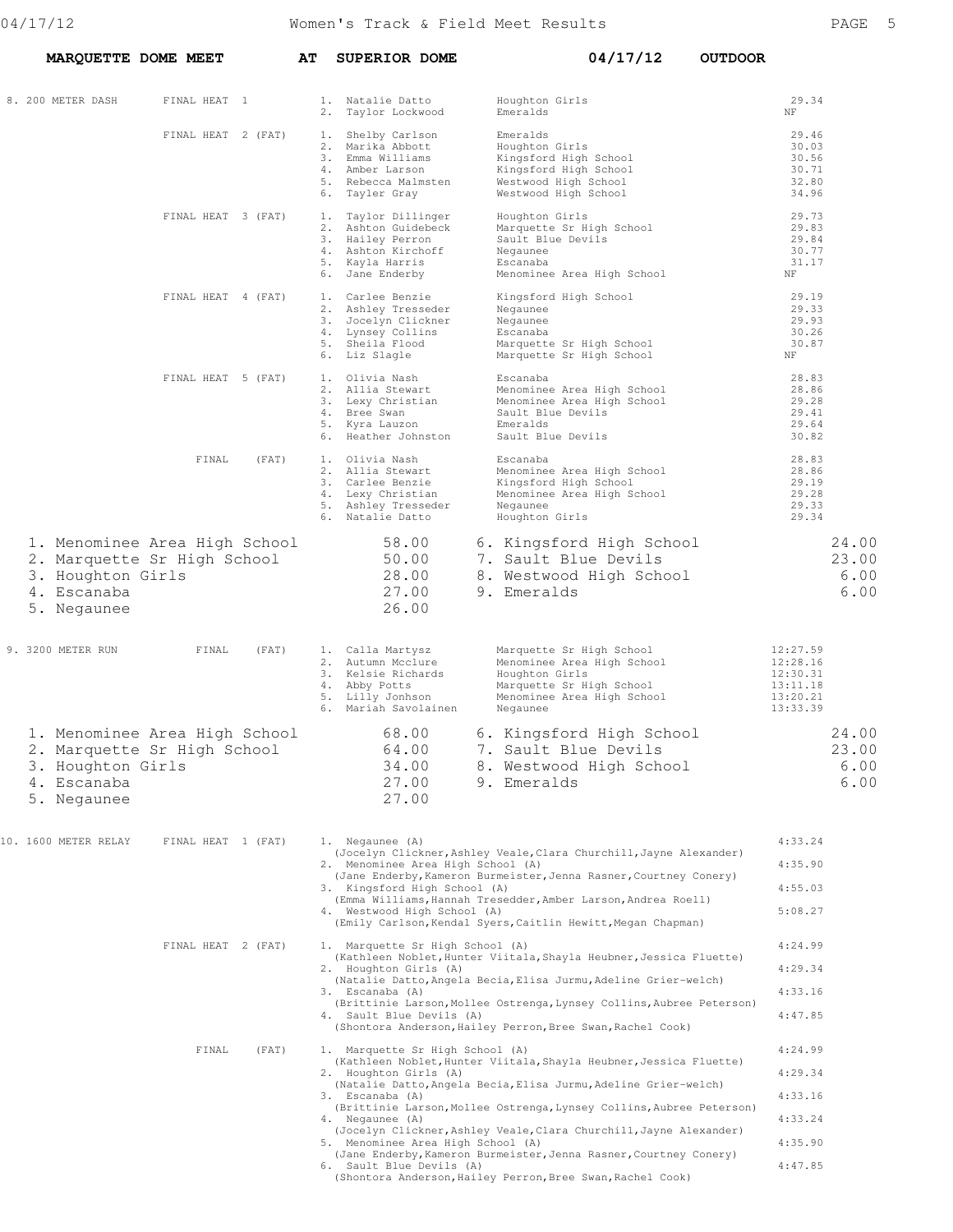**MARQUETTE DOME MEET AT SUPERIOR DOME 04/17/12 OUTDOOR**

## 8. 200 METER DASH

**FINAL HEAT 1**

| Place | Name | Team | Time |
|---|---|---|---|
| 1. | Natalie Datto | Houghton Girls | 29.34 |
| 2. | Taylor Lockwood | Emeralds | NF |

**FINAL HEAT 2 (FAT)**

| Place | Name | Team | Time |
|---|---|---|---|
| 1. | Shelby Carlson | Emeralds | 29.46 |
| 2. | Marika Abbott | Houghton Girls | 30.03 |
| 3. | Emma Williams | Kingsford High School | 30.56 |
| 4. | Amber Larson | Kingsford High School | 30.71 |
| 5. | Rebecca Malmsten | Westwood High School | 32.80 |
| 6. | Tayler Gray | Westwood High School | 34.96 |

**FINAL HEAT 3 (FAT)**

| Place | Name | Team | Time |
|---|---|---|---|
| 1. | Taylor Dillinger | Houghton Girls | 29.73 |
| 2. | Ashton Guidebeck | Marquette Sr High School | 29.83 |
| 3. | Hailey Perron | Sault Blue Devils | 29.84 |
| 4. | Ashton Kirchoff | Negaunee | 30.77 |
| 5. | Kayla Harris | Escanaba | 31.17 |
| 6. | Jane Enderby | Menominee Area High School | NF |

**FINAL HEAT 4 (FAT)**

| Place | Name | Team | Time |
|---|---|---|---|
| 1. | Carlee Benzie | Kingsford High School | 29.19 |
| 2. | Ashley Tresseder | Negaunee | 29.33 |
| 3. | Jocelyn Clickner | Negaunee | 29.93 |
| 4. | Lynsey Collins | Escanaba | 30.26 |
| 5. | Sheila Flood | Marquette Sr High School | 30.87 |
| 6. | Liz Slagle | Marquette Sr High School | NF |

**FINAL HEAT 5 (FAT)**

| Place | Name | Team | Time |
|---|---|---|---|
| 1. | Olivia Nash | Escanaba | 28.83 |
| 2. | Allia Stewart | Menominee Area High School | 28.86 |
| 3. | Lexy Christian | Menominee Area High School | 29.28 |
| 4. | Bree Swan | Sault Blue Devils | 29.41 |
| 5. | Kyra Lauzon | Emeralds | 29.64 |
| 6. | Heather Johnston | Sault Blue Devils | 30.82 |

**FINAL (FAT)**

| Place | Name | Team | Time |
|---|---|---|---|
| 1. | Olivia Nash | Escanaba | 28.83 |
| 2. | Allia Stewart | Menominee Area High School | 28.86 |
| 3. | Carlee Benzie | Kingsford High School | 29.19 |
| 4. | Lexy Christian | Menominee Area High School | 29.28 |
| 5. | Ashley Tresseder | Negaunee | 29.33 |
| 6. | Natalie Datto | Houghton Girls | 29.34 |

| Place | Team | Points | Place | Team | Points |
|---|---|---|---|---|---|
| 1. | Menominee Area High School | 58.00 | 6. | Kingsford High School | 24.00 |
| 2. | Marquette Sr High School | 50.00 | 7. | Sault Blue Devils | 23.00 |
| 3. | Houghton Girls | 28.00 | 8. | Westwood High School | 6.00 |
| 4. | Escanaba | 27.00 | 9. | Emeralds | 6.00 |
| 5. | Negaunee | 26.00 | | | |

## 9. 3200 METER RUN

**FINAL (FAT)**

| Place | Name | Team | Time |
|---|---|---|---|
| 1. | Calla Martysz | Marquette Sr High School | 12:27.59 |
| 2. | Autumn Mcclure | Menominee Area High School | 12:28.16 |
| 3. | Kelsie Richards | Houghton Girls | 12:30.31 |
| 4. | Abby Potts | Marquette Sr High School | 13:11.18 |
| 5. | Lilly Jonhson | Menominee Area High School | 13:20.21 |
| 6. | Mariah Savolainen | Negaunee | 13:33.39 |

| Place | Team | Points | Place | Team | Points |
|---|---|---|---|---|---|
| 1. | Menominee Area High School | 68.00 | 6. | Kingsford High School | 24.00 |
| 2. | Marquette Sr High School | 64.00 | 7. | Sault Blue Devils | 23.00 |
| 3. | Houghton Girls | 34.00 | 8. | Westwood High School | 6.00 |
| 4. | Escanaba | 27.00 | 9. | Emeralds | 6.00 |
| 5. | Negaunee | 27.00 | | | |

## 10. 1600 METER RELAY

**FINAL HEAT 1 (FAT)**

1. Negaunee (A) — 4:33.24
   (Jocelyn Clickner, Ashley Veale, Clara Churchill, Jayne Alexander)
2. Menominee Area High School (A) — 4:35.90
   (Jane Enderby, Kameron Burmeister, Jenna Rasner, Courtney Conery)
3. Kingsford High School (A) — 4:55.03
   (Emma Williams, Hannah Tresedder, Amber Larson, Andrea Roell)
4. Westwood High School (A) — 5:08.27
   (Emily Carlson, Kendal Syers, Caitlin Hewitt, Megan Chapman)

**FINAL HEAT 2 (FAT)**

1. Marquette Sr High School (A) — 4:24.99
   (Kathleen Noblet, Hunter Viitala, Shayla Heubner, Jessica Fluette)
2. Houghton Girls (A) — 4:29.34
   (Natalie Datto, Angela Becia, Elisa Jurmu, Adeline Grier-welch)
3. Escanaba (A) — 4:33.16
   (Brittinie Larson, Mollee Ostrenga, Lynsey Collins, Aubree Peterson)
4. Sault Blue Devils (A) — 4:47.85
   (Shontora Anderson, Hailey Perron, Bree Swan, Rachel Cook)

**FINAL (FAT)**

1. Marquette Sr High School (A) — 4:24.99
   (Kathleen Noblet, Hunter Viitala, Shayla Heubner, Jessica Fluette)
2. Houghton Girls (A) — 4:29.34
   (Natalie Datto, Angela Becia, Elisa Jurmu, Adeline Grier-welch)
3. Escanaba (A) — 4:33.16
   (Brittinie Larson, Mollee Ostrenga, Lynsey Collins, Aubree Peterson)
4. Negaunee (A) — 4:33.24
   (Jocelyn Clickner, Ashley Veale, Clara Churchill, Jayne Alexander)
5. Menominee Area High School (A) — 4:35.90
   (Jane Enderby, Kameron Burmeister, Jenna Rasner, Courtney Conery)
6. Sault Blue Devils (A) — 4:47.85
   (Shontora Anderson, Hailey Perron, Bree Swan, Rachel Cook)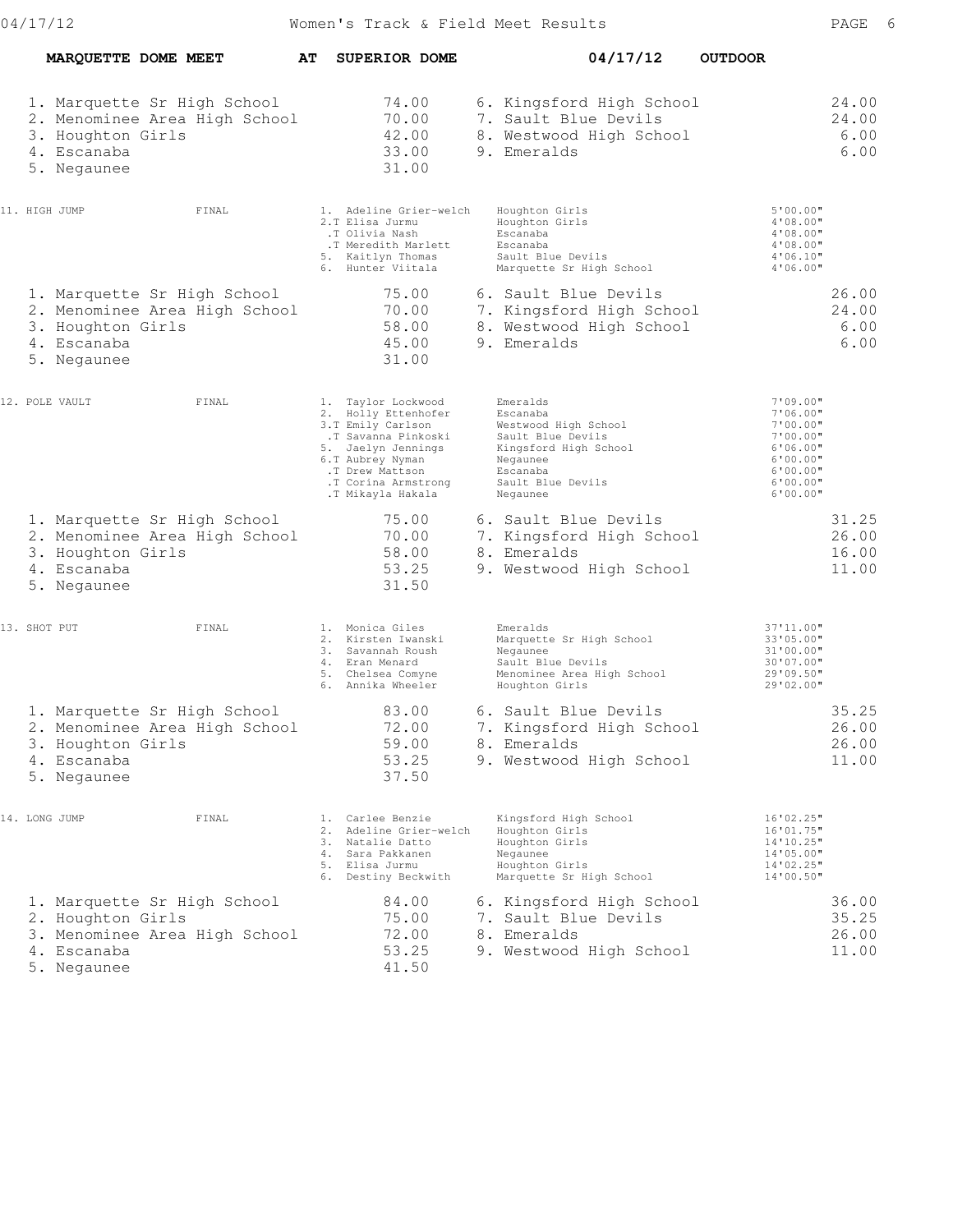**MARQUETTE DOME MEET AT SUPERIOR DOME 04/17/12 OUTDOOR**

| | | | |
|---|---|---|---|
| 1. Marquette Sr High School | 74.00 | 6. Kingsford High School | 24.00 |
| 2. Menominee Area High School | 70.00 | 7. Sault Blue Devils | 24.00 |
| 3. Houghton Girls | 42.00 | 8. Westwood High School | 6.00 |
| 4. Escanaba | 33.00 | 9. Emeralds | 6.00 |
| 5. Negaunee | 31.00 | | |

11. HIGH JUMP FINAL

| | | | |
|---|---|---|---|
| 1. | Adeline Grier-welch | Houghton Girls | 5'00.00" |
| 2.T | Elisa Jurmu | Houghton Girls | 4'08.00" |
| .T | Olivia Nash | Escanaba | 4'08.00" |
| .T | Meredith Marlett | Escanaba | 4'08.00" |
| 5. | Kaitlyn Thomas | Sault Blue Devils | 4'06.10" |
| 6. | Hunter Viitala | Marquette Sr High School | 4'06.00" |

| | | | |
|---|---|---|---|
| 1. Marquette Sr High School | 75.00 | 6. Sault Blue Devils | 26.00 |
| 2. Menominee Area High School | 70.00 | 7. Kingsford High School | 24.00 |
| 3. Houghton Girls | 58.00 | 8. Westwood High School | 6.00 |
| 4. Escanaba | 45.00 | 9. Emeralds | 6.00 |
| 5. Negaunee | 31.00 | | |

12. POLE VAULT FINAL

| | | | |
|---|---|---|---|
| 1. | Taylor Lockwood | Emeralds | 7'09.00" |
| 2. | Holly Ettenhofer | Escanaba | 7'06.00" |
| 3.T | Emily Carlson | Westwood High School | 7'00.00" |
| .T | Savanna Pinkoski | Sault Blue Devils | 7'00.00" |
| 5. | Jaelyn Jennings | Kingsford High School | 6'06.00" |
| 6.T | Aubrey Nyman | Negaunee | 6'00.00" |
| .T | Drew Mattson | Escanaba | 6'00.00" |
| .T | Corina Armstrong | Sault Blue Devils | 6'00.00" |
| .T | Mikayla Hakala | Negaunee | 6'00.00" |

| | | | |
|---|---|---|---|
| 1. Marquette Sr High School | 75.00 | 6. Sault Blue Devils | 31.25 |
| 2. Menominee Area High School | 70.00 | 7. Kingsford High School | 26.00 |
| 3. Houghton Girls | 58.00 | 8. Emeralds | 16.00 |
| 4. Escanaba | 53.25 | 9. Westwood High School | 11.00 |
| 5. Negaunee | 31.50 | | |

13. SHOT PUT FINAL

| | | | |
|---|---|---|---|
| 1. | Monica Giles | Emeralds | 37'11.00" |
| 2. | Kirsten Iwanski | Marquette Sr High School | 33'05.00" |
| 3. | Savannah Roush | Negaunee | 31'00.00" |
| 4. | Eran Menard | Sault Blue Devils | 30'07.00" |
| 5. | Chelsea Comyne | Menominee Area High School | 29'09.50" |
| 6. | Annika Wheeler | Houghton Girls | 29'02.00" |

| | | | |
|---|---|---|---|
| 1. Marquette Sr High School | 83.00 | 6. Sault Blue Devils | 35.25 |
| 2. Menominee Area High School | 72.00 | 7. Kingsford High School | 26.00 |
| 3. Houghton Girls | 59.00 | 8. Emeralds | 26.00 |
| 4. Escanaba | 53.25 | 9. Westwood High School | 11.00 |
| 5. Negaunee | 37.50 | | |

14. LONG JUMP FINAL

| | | | |
|---|---|---|---|
| 1. | Carlee Benzie | Kingsford High School | 16'02.25" |
| 2. | Adeline Grier-welch | Houghton Girls | 16'01.75" |
| 3. | Natalie Datto | Houghton Girls | 14'10.25" |
| 4. | Sara Pakkanen | Negaunee | 14'05.00" |
| 5. | Elisa Jurmu | Houghton Girls | 14'02.25" |
| 6. | Destiny Beckwith | Marquette Sr High School | 14'00.50" |

| | | | |
|---|---|---|---|
| 1. Marquette Sr High School | 84.00 | 6. Kingsford High School | 36.00 |
| 2. Houghton Girls | 75.00 | 7. Sault Blue Devils | 35.25 |
| 3. Menominee Area High School | 72.00 | 8. Emeralds | 26.00 |
| 4. Escanaba | 53.25 | 9. Westwood High School | 11.00 |
| 5. Negaunee | 41.50 | | |